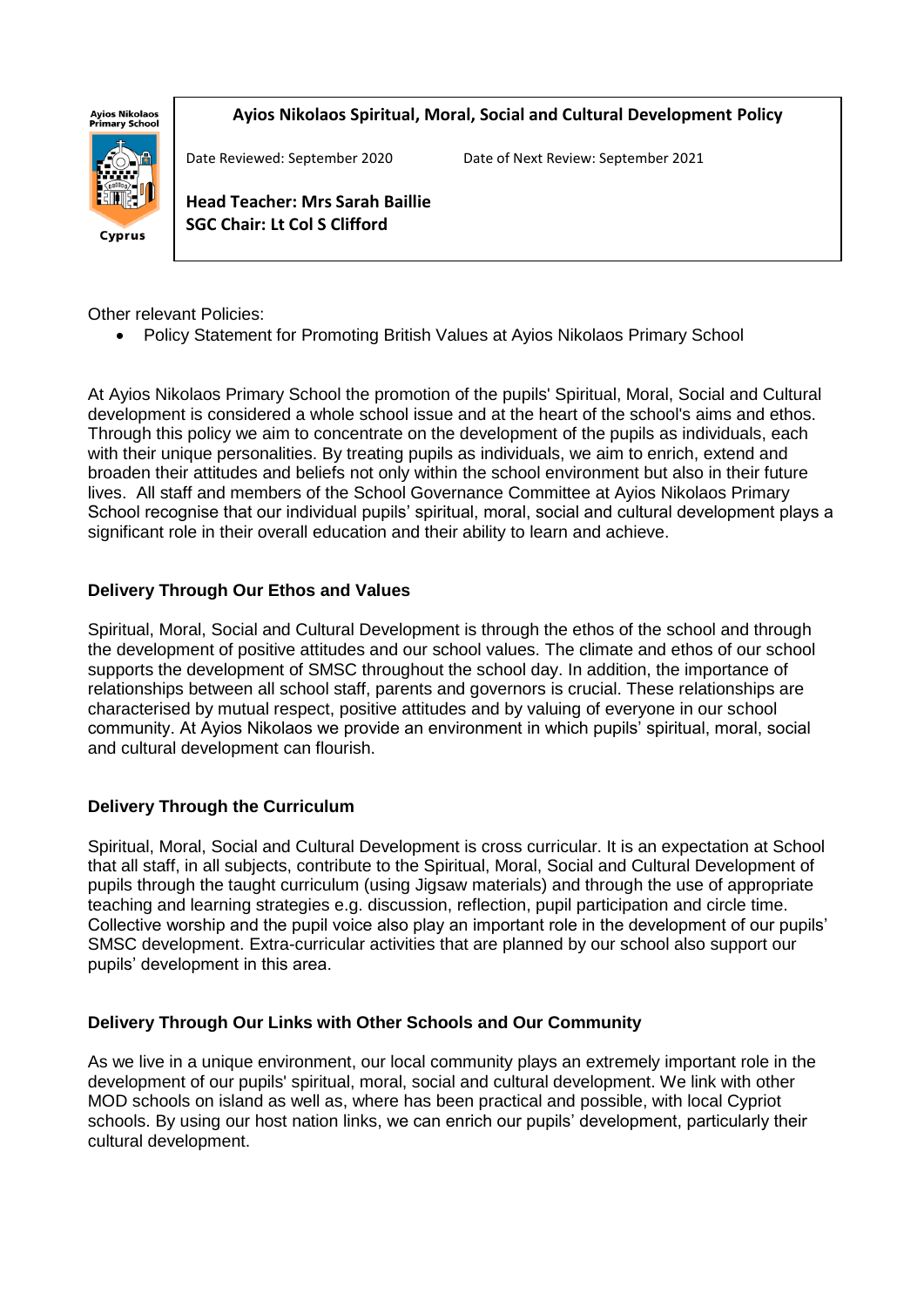Ayios Nikolaos Primary School

Cyprus

# Ayios Nikolaos Spiritual, Moral, Social and Cultural Development Policy

Date Reviewed: September 2020 Date of Next Review: September 2021

**Head Teacher: Mrs Sarah Baillie**
**SGC Chair: Lt Col S Clifford**

Other relevant Policies:

- Policy Statement for Promoting British Values at Ayios Nikolaos Primary School

At Ayios Nikolaos Primary School the promotion of the pupils' Spiritual, Moral, Social and Cultural development is considered a whole school issue and at the heart of the school's aims and ethos. Through this policy we aim to concentrate on the development of the pupils as individuals, each with their unique personalities. By treating pupils as individuals, we aim to enrich, extend and broaden their attitudes and beliefs not only within the school environment but also in their future lives. All staff and members of the School Governance Committee at Ayios Nikolaos Primary School recognise that our individual pupils' spiritual, moral, social and cultural development plays a significant role in their overall education and their ability to learn and achieve.

## Delivery Through Our Ethos and Values

Spiritual, Moral, Social and Cultural Development is through the ethos of the school and through the development of positive attitudes and our school values. The climate and ethos of our school supports the development of SMSC throughout the school day. In addition, the importance of relationships between all school staff, parents and governors is crucial. These relationships are characterised by mutual respect, positive attitudes and by valuing of everyone in our school community. At Ayios Nikolaos we provide an environment in which pupils' spiritual, moral, social and cultural development can flourish.

## Delivery Through the Curriculum

Spiritual, Moral, Social and Cultural Development is cross curricular. It is an expectation at School that all staff, in all subjects, contribute to the Spiritual, Moral, Social and Cultural Development of pupils through the taught curriculum (using Jigsaw materials) and through the use of appropriate teaching and learning strategies e.g. discussion, reflection, pupil participation and circle time. Collective worship and the pupil voice also play an important role in the development of our pupils' SMSC development. Extra-curricular activities that are planned by our school also support our pupils' development in this area.

## Delivery Through Our Links with Other Schools and Our Community

As we live in a unique environment, our local community plays an extremely important role in the development of our pupils' spiritual, moral, social and cultural development. We link with other MOD schools on island as well as, where has been practical and possible, with local Cypriot schools. By using our host nation links, we can enrich our pupils' development, particularly their cultural development.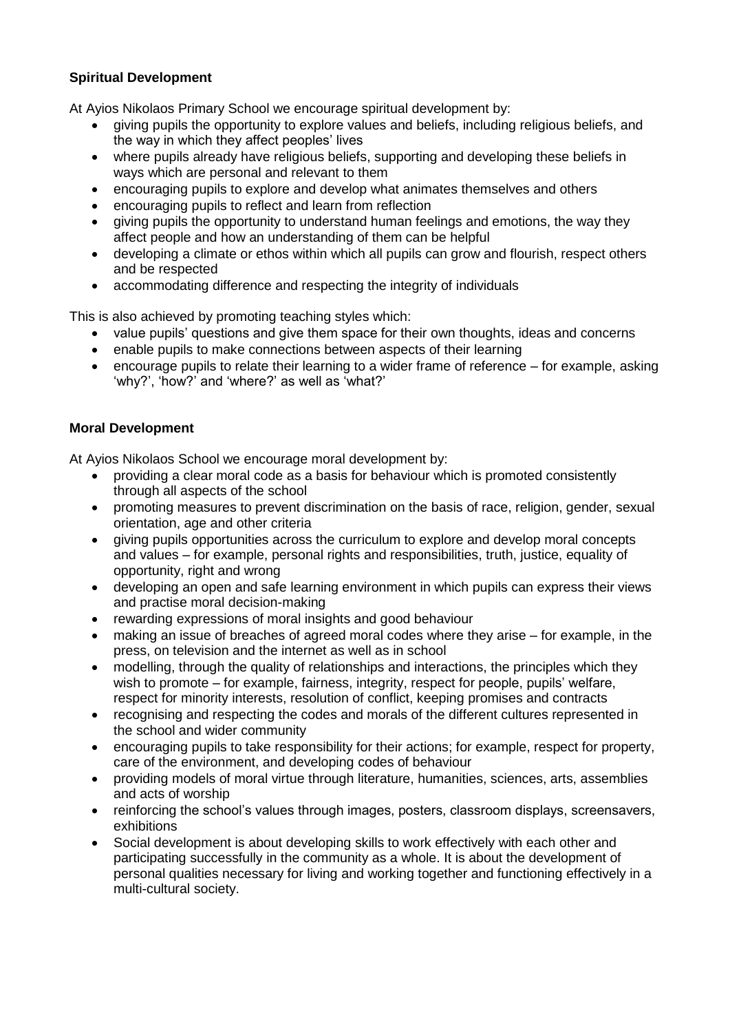**Spiritual Development**

At Ayios Nikolaos Primary School we encourage spiritual development by:

- giving pupils the opportunity to explore values and beliefs, including religious beliefs, and the way in which they affect peoples' lives
- where pupils already have religious beliefs, supporting and developing these beliefs in ways which are personal and relevant to them
- encouraging pupils to explore and develop what animates themselves and others
- encouraging pupils to reflect and learn from reflection
- giving pupils the opportunity to understand human feelings and emotions, the way they affect people and how an understanding of them can be helpful
- developing a climate or ethos within which all pupils can grow and flourish, respect others and be respected
- accommodating difference and respecting the integrity of individuals

This is also achieved by promoting teaching styles which:

- value pupils' questions and give them space for their own thoughts, ideas and concerns
- enable pupils to make connections between aspects of their learning
- encourage pupils to relate their learning to a wider frame of reference – for example, asking 'why?', 'how?' and 'where?' as well as 'what?'

**Moral Development**

At Ayios Nikolaos School we encourage moral development by:

- providing a clear moral code as a basis for behaviour which is promoted consistently through all aspects of the school
- promoting measures to prevent discrimination on the basis of race, religion, gender, sexual orientation, age and other criteria
- giving pupils opportunities across the curriculum to explore and develop moral concepts and values – for example, personal rights and responsibilities, truth, justice, equality of opportunity, right and wrong
- developing an open and safe learning environment in which pupils can express their views and practise moral decision-making
- rewarding expressions of moral insights and good behaviour
- making an issue of breaches of agreed moral codes where they arise – for example, in the press, on television and the internet as well as in school
- modelling, through the quality of relationships and interactions, the principles which they wish to promote – for example, fairness, integrity, respect for people, pupils' welfare, respect for minority interests, resolution of conflict, keeping promises and contracts
- recognising and respecting the codes and morals of the different cultures represented in the school and wider community
- encouraging pupils to take responsibility for their actions; for example, respect for property, care of the environment, and developing codes of behaviour
- providing models of moral virtue through literature, humanities, sciences, arts, assemblies and acts of worship
- reinforcing the school's values through images, posters, classroom displays, screensavers, exhibitions
- Social development is about developing skills to work effectively with each other and participating successfully in the community as a whole. It is about the development of personal qualities necessary for living and working together and functioning effectively in a multi-cultural society.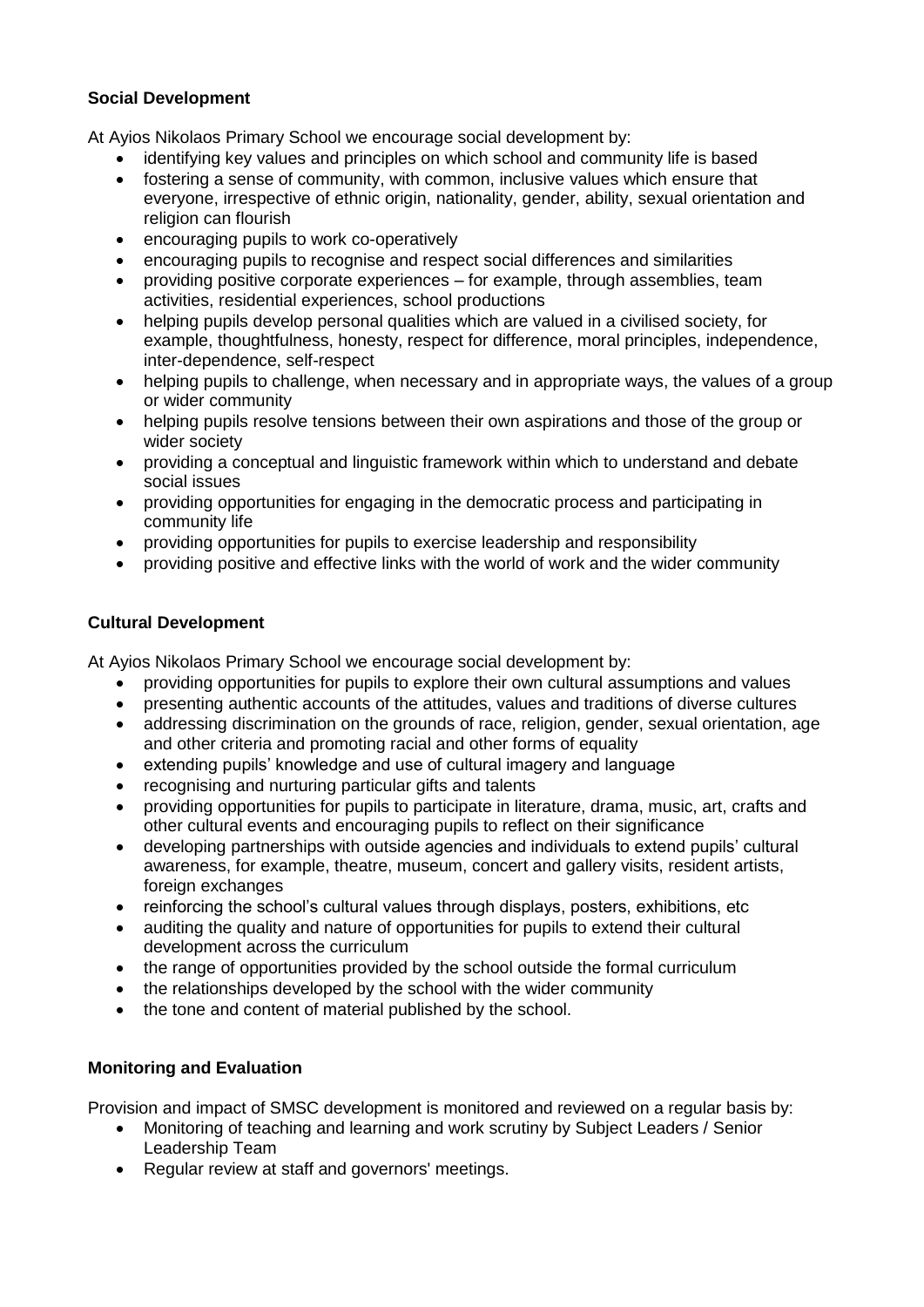**Social Development**

At Ayios Nikolaos Primary School we encourage social development by:

- identifying key values and principles on which school and community life is based
- fostering a sense of community, with common, inclusive values which ensure that everyone, irrespective of ethnic origin, nationality, gender, ability, sexual orientation and religion can flourish
- encouraging pupils to work co-operatively
- encouraging pupils to recognise and respect social differences and similarities
- providing positive corporate experiences – for example, through assemblies, team activities, residential experiences, school productions
- helping pupils develop personal qualities which are valued in a civilised society, for example, thoughtfulness, honesty, respect for difference, moral principles, independence, inter-dependence, self-respect
- helping pupils to challenge, when necessary and in appropriate ways, the values of a group or wider community
- helping pupils resolve tensions between their own aspirations and those of the group or wider society
- providing a conceptual and linguistic framework within which to understand and debate social issues
- providing opportunities for engaging in the democratic process and participating in community life
- providing opportunities for pupils to exercise leadership and responsibility
- providing positive and effective links with the world of work and the wider community

**Cultural Development**

At Ayios Nikolaos Primary School we encourage social development by:

- providing opportunities for pupils to explore their own cultural assumptions and values
- presenting authentic accounts of the attitudes, values and traditions of diverse cultures
- addressing discrimination on the grounds of race, religion, gender, sexual orientation, age and other criteria and promoting racial and other forms of equality
- extending pupils' knowledge and use of cultural imagery and language
- recognising and nurturing particular gifts and talents
- providing opportunities for pupils to participate in literature, drama, music, art, crafts and other cultural events and encouraging pupils to reflect on their significance
- developing partnerships with outside agencies and individuals to extend pupils' cultural awareness, for example, theatre, museum, concert and gallery visits, resident artists, foreign exchanges
- reinforcing the school's cultural values through displays, posters, exhibitions, etc
- auditing the quality and nature of opportunities for pupils to extend their cultural development across the curriculum
- the range of opportunities provided by the school outside the formal curriculum
- the relationships developed by the school with the wider community
- the tone and content of material published by the school.

**Monitoring and Evaluation**

Provision and impact of SMSC development is monitored and reviewed on a regular basis by:

- Monitoring of teaching and learning and work scrutiny by Subject Leaders / Senior Leadership Team
- Regular review at staff and governors' meetings.